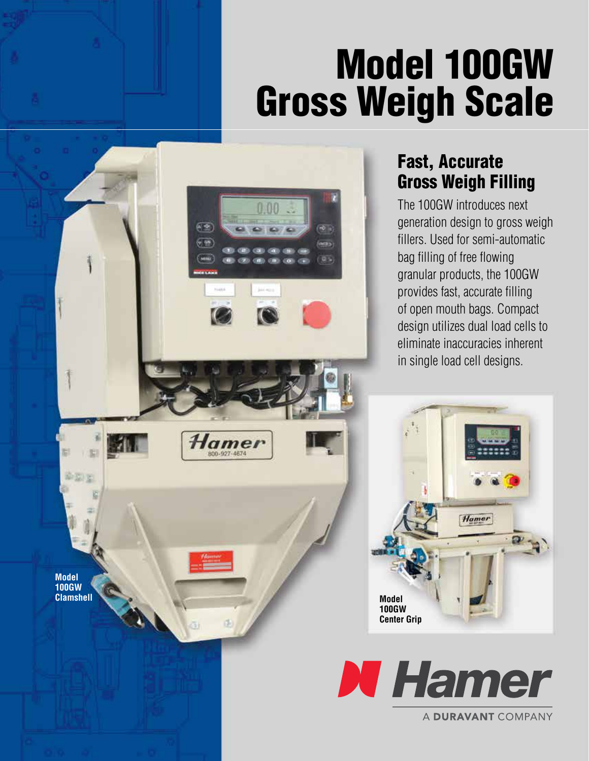# Model 100GW Gross Weigh Scale

## Fast, Accurate Gross Weigh Filling

The 100GW introduces next generation design to gross weigh fillers. Used for semi-automatic bag filling of free flowing granular products, the 100GW provides fast, accurate filling of open mouth bags. Compact design utilizes dual load cells to eliminate inaccuracies inherent in single load cell designs.

**Model 100GW Clamshell**

**Model 100GW Center Grip**

Hamer

A DURAVANT COMPANY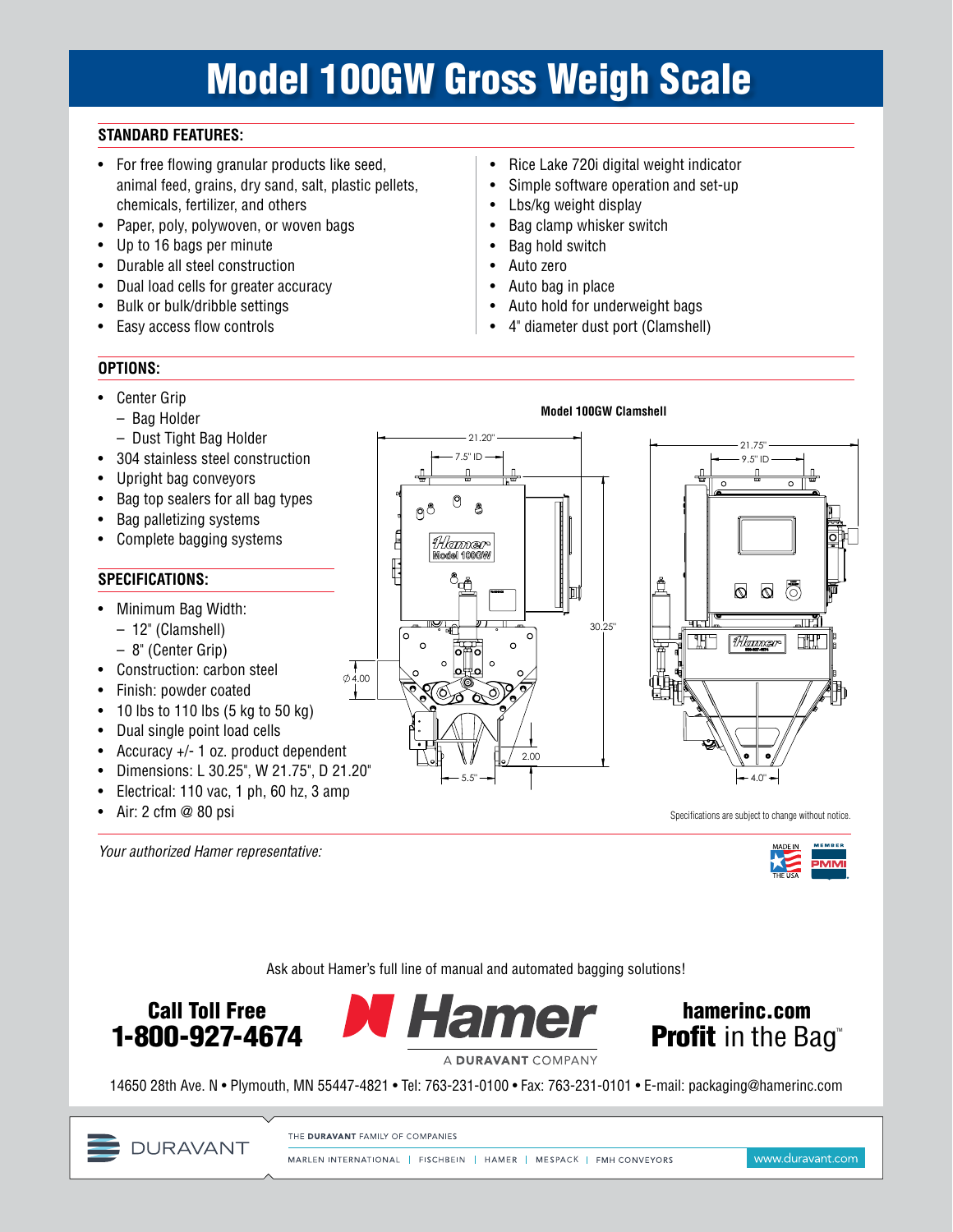# Model 100GW Gross Weigh Scale

## STANDARD FEATURES:

- For free flowing granular products like seed, animal feed, grains, dry sand, salt, plastic pellets, chemicals, fertilizer, and others
- Paper, poly, polywoven, or woven bags
- Up to 16 bags per minute
- Durable all steel construction
- Dual load cells for greater accuracy
- Bulk or bulk/dribble settings
- Easy access flow controls
- Rice Lake 720i digital weight indicator
- Simple software operation and set-up
- Lbs/kg weight display
- Bag clamp whisker switch
- Bag hold switch
- Auto zero
- Auto bag in place
- Auto hold for underweight bags
- 4" diameter dust port (Clamshell)

## OPTIONS:

- Center Grip
  - Bag Holder
  - Dust Tight Bag Holder
- 304 stainless steel construction
- Upright bag conveyors
- Bag top sealers for all bag types
- Bag palletizing systems
- Complete bagging systems

## SPECIFICATIONS:

- Minimum Bag Width:
  - 12" (Clamshell)
  - 8" (Center Grip)
- Construction: carbon steel
- Finish: powder coated
- 10 lbs to 110 lbs (5 kg to 50 kg)
- Dual single point load cells
- Accuracy +/- 1 oz. product dependent
- Dimensions: L 30.25", W 21.75", D 21.20"
- Electrical: 110 vac, 1 ph, 60 hz, 3 amp
- Air: 2 cfm @ 80 psi

**Model 100GW Clamshell**

21.20"
7.5" ID
30.25"
∅4.00
2.00
5.5"
21.75"
9.5" ID
4.0"

Specifications are subject to change without notice.

*Your authorized Hamer representative:*

Ask about Hamer's full line of manual and automated bagging solutions!

**Call Toll Free**
**1-800-927-4674**

Hamer
A DURAVANT COMPANY

**hamerinc.com**
**Profit** in the Bag™

14650 28th Ave. N • Plymouth, MN 55447-4821 • Tel: 763-231-0100 • Fax: 763-231-0101 • E-mail: packaging@hamerinc.com

DURAVANT

THE **DURAVANT** FAMILY OF COMPANIES

MARLEN INTERNATIONAL | FISCHBEIN | HAMER | MESPACK | FMH CONVEYORS

www.duravant.com